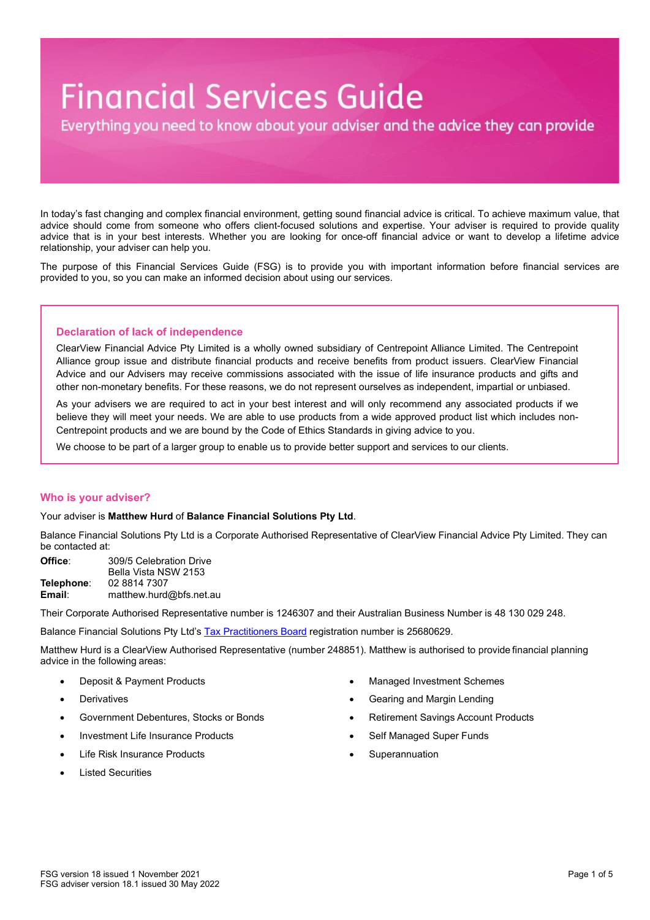# Financial Services Guide

Everything you need to know about your adviser and the advice they can provide

In today's fast changing and complex financial environment, getting sound financial advice is critical. To achieve maximum value, that advice should come from someone who offers client-focused solutions and expertise. Your adviser is required to provide quality advice that is in your best interests. Whether you are looking for once-off financial advice or want to develop a lifetime advice relationship, your adviser can help you.

The purpose of this Financial Services Guide (FSG) is to provide you with important information before financial services are provided to you, so you can make an informed decision about using our services.

## Declaration of lack of independence

ClearView Financial Advice Pty Limited is a wholly owned subsidiary of Centrepoint Alliance Limited. The Centrepoint Alliance group issue and distribute financial products and receive benefits from product issuers. ClearView Financial Advice and our Advisers may receive commissions associated with the issue of life insurance products and gifts and other non-monetary benefits. For these reasons, we do not represent ourselves as independent, impartial or unbiased.

As your advisers we are required to act in your best interest and will only recommend any associated products if we believe they will meet your needs. We are able to use products from a wide approved product list which includes non-Centrepoint products and we are bound by the Code of Ethics Standards in giving advice to you.

We choose to be part of a larger group to enable us to provide better support and services to our clients.

## Who is your adviser?

Your adviser is **Matthew Hurd** of **Balance Financial Solutions Pty Ltd**.

Balance Financial Solutions Pty Ltd is a Corporate Authorised Representative of ClearView Financial Advice Pty Limited. They can be contacted at:

**Office**: 309/5 Celebration Drive
Bella Vista NSW 2153
**Telephone**: 02 8814 7307
**Email**: matthew.hurd@bfs.net.au

Their Corporate Authorised Representative number is 1246307 and their Australian Business Number is 48 130 029 248.

Balance Financial Solutions Pty Ltd's Tax Practitioners Board registration number is 25680629.

Matthew Hurd is a ClearView Authorised Representative (number 248851). Matthew is authorised to provide financial planning advice in the following areas:

- Deposit & Payment Products
- Derivatives
- Government Debentures, Stocks or Bonds
- Investment Life Insurance Products
- Life Risk Insurance Products
- Listed Securities
- Managed Investment Schemes
- Gearing and Margin Lending
- Retirement Savings Account Products
- Self Managed Super Funds
- Superannuation

FSG version 18 issued 1 November 2021
FSG adviser version 18.1 issued 30 May 2022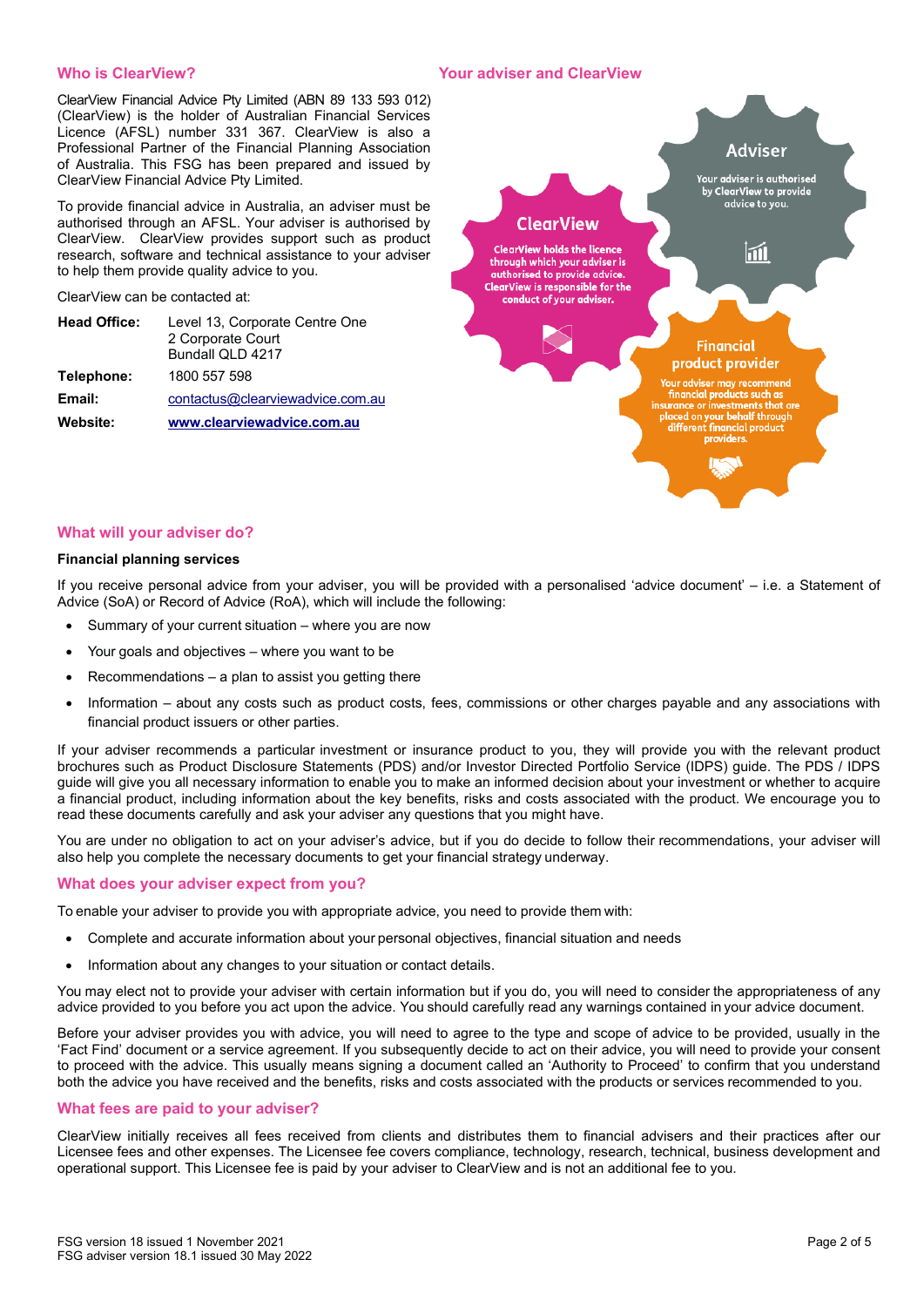## Who is ClearView?

ClearView Financial Advice Pty Limited (ABN 89 133 593 012) (ClearView) is the holder of Australian Financial Services Licence (AFSL) number 331 367. ClearView is also a Professional Partner of the Financial Planning Association of Australia. This FSG has been prepared and issued by ClearView Financial Advice Pty Limited.

To provide financial advice in Australia, an adviser must be authorised through an AFSL. Your adviser is authorised by ClearView. ClearView provides support such as product research, software and technical assistance to your adviser to help them provide quality advice to you.

ClearView can be contacted at:

| | |
|---|---|
| **Head Office:** | Level 13, Corporate Centre One<br>2 Corporate Court<br>Bundall QLD 4217 |
| **Telephone:** | 1800 557 598 |
| **Email:** | contactus@clearviewadvice.com.au |
| **Website:** | **www.clearviewadvice.com.au** |

## Your adviser and ClearView

**Adviser**
Your adviser is authorised by ClearView to provide advice to you.

**ClearView**
ClearView holds the licence through which your adviser is authorised to provide advice. ClearView is responsible for the conduct of your adviser.

**Financial product provider**
Your adviser may recommend financial products such as insurance or investments that are placed on your behalf through different financial product providers.

## What will your adviser do?

**Financial planning services**

If you receive personal advice from your adviser, you will be provided with a personalised 'advice document' – i.e. a Statement of Advice (SoA) or Record of Advice (RoA), which will include the following:

- Summary of your current situation – where you are now
- Your goals and objectives – where you want to be
- Recommendations – a plan to assist you getting there
- Information – about any costs such as product costs, fees, commissions or other charges payable and any associations with financial product issuers or other parties.

If your adviser recommends a particular investment or insurance product to you, they will provide you with the relevant product brochures such as Product Disclosure Statements (PDS) and/or Investor Directed Portfolio Service (IDPS) guide. The PDS / IDPS guide will give you all necessary information to enable you to make an informed decision about your investment or whether to acquire a financial product, including information about the key benefits, risks and costs associated with the product. We encourage you to read these documents carefully and ask your adviser any questions that you might have.

You are under no obligation to act on your adviser's advice, but if you do decide to follow their recommendations, your adviser will also help you complete the necessary documents to get your financial strategy underway.

## What does your adviser expect from you?

To enable your adviser to provide you with appropriate advice, you need to provide them with:

- Complete and accurate information about your personal objectives, financial situation and needs
- Information about any changes to your situation or contact details.

You may elect not to provide your adviser with certain information but if you do, you will need to consider the appropriateness of any advice provided to you before you act upon the advice. You should carefully read any warnings contained in your advice document.

Before your adviser provides you with advice, you will need to agree to the type and scope of advice to be provided, usually in the 'Fact Find' document or a service agreement. If you subsequently decide to act on their advice, you will need to provide your consent to proceed with the advice. This usually means signing a document called an 'Authority to Proceed' to confirm that you understand both the advice you have received and the benefits, risks and costs associated with the products or services recommended to you.

## What fees are paid to your adviser?

ClearView initially receives all fees received from clients and distributes them to financial advisers and their practices after our Licensee fees and other expenses. The Licensee fee covers compliance, technology, research, technical, business development and operational support. This Licensee fee is paid by your adviser to ClearView and is not an additional fee to you.

FSG version 18 issued 1 November 2021
FSG adviser version 18.1 issued 30 May 2022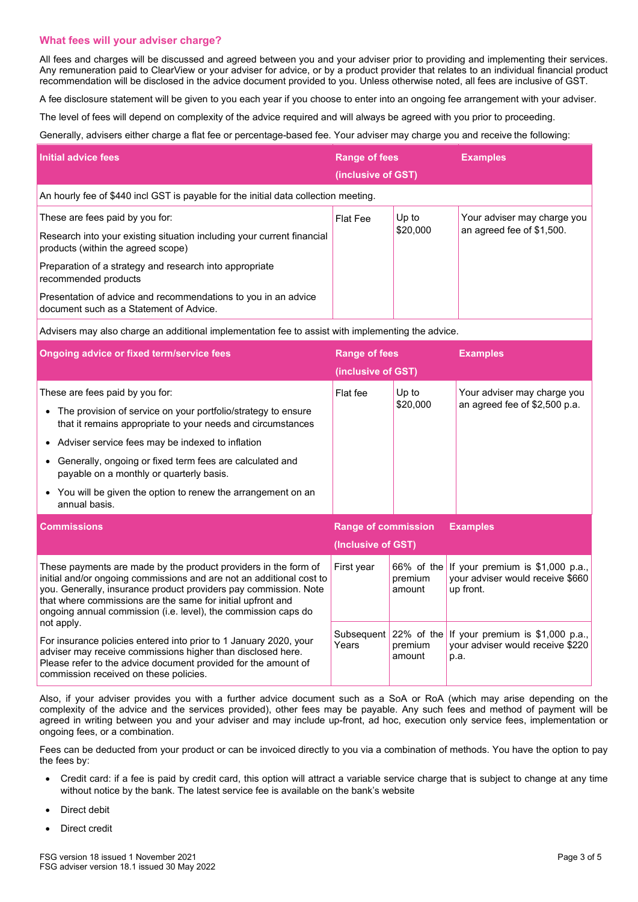### What fees will your adviser charge?

All fees and charges will be discussed and agreed between you and your adviser prior to providing and implementing their services. Any remuneration paid to ClearView or your adviser for advice, or by a product provider that relates to an individual financial product recommendation will be disclosed in the advice document provided to you. Unless otherwise noted, all fees are inclusive of GST.

A fee disclosure statement will be given to you each year if you choose to enter into an ongoing fee arrangement with your adviser.

The level of fees will depend on complexity of the advice required and will always be agreed with you prior to proceeding.

Generally, advisers either charge a flat fee or percentage-based fee. Your adviser may charge you and receive the following:

| Initial advice fees | Range of fees (inclusive of GST) | | Examples |
|---|---|---|---|
| An hourly fee of $440 incl GST is payable for the initial data collection meeting. | | | |
| These are fees paid by you for:<br>Research into your existing situation including your current financial products (within the agreed scope)<br>Preparation of a strategy and research into appropriate recommended products<br>Presentation of advice and recommendations to you in an advice document such as a Statement of Advice. | Flat Fee | Up to $20,000 | Your adviser may charge you an agreed fee of $1,500. |
| Advisers may also charge an additional implementation fee to assist with implementing the advice. | | | |

| Ongoing advice or fixed term/service fees | Range of fees (inclusive of GST) | | Examples |
|---|---|---|---|
| These are fees paid by you for:<br>• The provision of service on your portfolio/strategy to ensure that it remains appropriate to your needs and circumstances<br>• Adviser service fees may be indexed to inflation<br>• Generally, ongoing or fixed term fees are calculated and payable on a monthly or quarterly basis.<br>• You will be given the option to renew the arrangement on an annual basis. | Flat fee | Up to $20,000 | Your adviser may charge you an agreed fee of $2,500 p.a. |

| Commissions | Range of commission (Inclusive of GST) | | Examples |
|---|---|---|---|
| These payments are made by the product providers in the form of initial and/or ongoing commissions and are not an additional cost to you. Generally, insurance product providers pay commission. Note that where commissions are the same for initial upfront and ongoing annual commission (i.e. level), the commission caps do not apply. | First year | 66% of the premium amount | If your premium is $1,000 p.a., your adviser would receive $660 up front. |
| For insurance policies entered into prior to 1 January 2020, your adviser may receive commissions higher than disclosed here. Please refer to the advice document provided for the amount of commission received on these policies. | Subsequent Years | 22% of the premium amount | If your premium is $1,000 p.a., your adviser would receive $220 p.a. |

Also, if your adviser provides you with a further advice document such as a SoA or RoA (which may arise depending on the complexity of the advice and the services provided), other fees may be payable. Any such fees and method of payment will be agreed in writing between you and your adviser and may include up-front, ad hoc, execution only service fees, implementation or ongoing fees, or a combination.

Fees can be deducted from your product or can be invoiced directly to you via a combination of methods. You have the option to pay the fees by:

- Credit card: if a fee is paid by credit card, this option will attract a variable service charge that is subject to change at any time without notice by the bank. The latest service fee is available on the bank's website
- Direct debit
- Direct credit

FSG version 18 issued 1 November 2021
FSG adviser version 18.1 issued 30 May 2022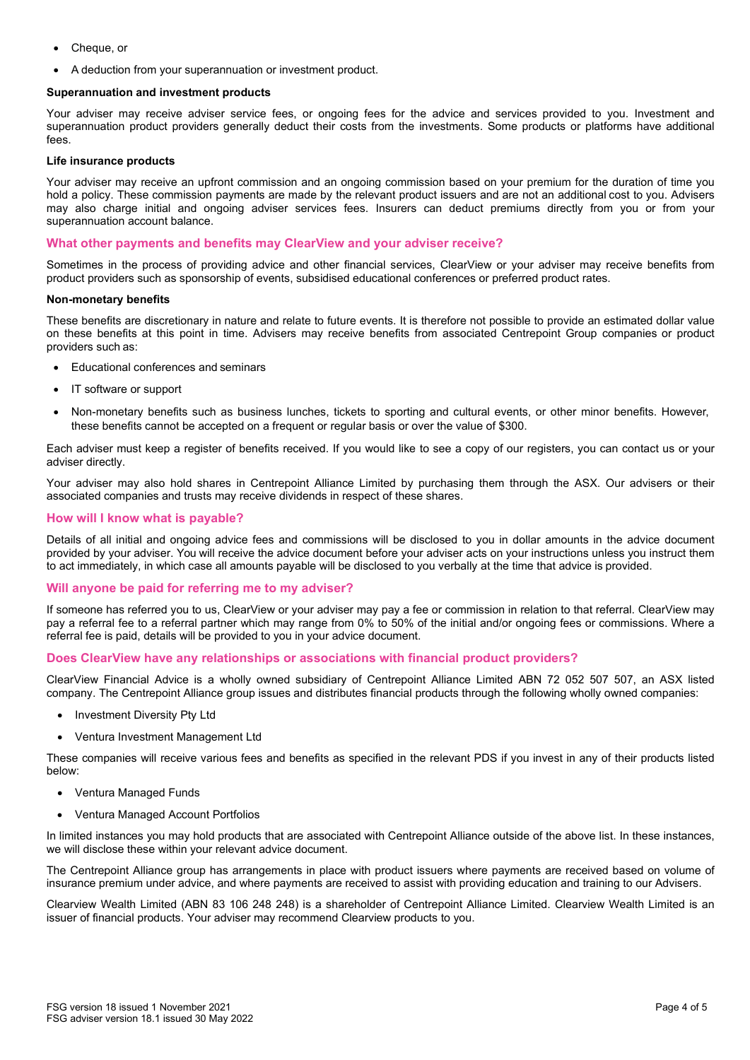- Cheque, or
- A deduction from your superannuation or investment product.

**Superannuation and investment products**

Your adviser may receive adviser service fees, or ongoing fees for the advice and services provided to you. Investment and superannuation product providers generally deduct their costs from the investments. Some products or platforms have additional fees.

**Life insurance products**

Your adviser may receive an upfront commission and an ongoing commission based on your premium for the duration of time you hold a policy. These commission payments are made by the relevant product issuers and are not an additional cost to you. Advisers may also charge initial and ongoing adviser services fees. Insurers can deduct premiums directly from you or from your superannuation account balance.

## What other payments and benefits may ClearView and your adviser receive?

Sometimes in the process of providing advice and other financial services, ClearView or your adviser may receive benefits from product providers such as sponsorship of events, subsidised educational conferences or preferred product rates.

**Non-monetary benefits**

These benefits are discretionary in nature and relate to future events. It is therefore not possible to provide an estimated dollar value on these benefits at this point in time. Advisers may receive benefits from associated Centrepoint Group companies or product providers such as:

- Educational conferences and seminars
- IT software or support
- Non-monetary benefits such as business lunches, tickets to sporting and cultural events, or other minor benefits. However, these benefits cannot be accepted on a frequent or regular basis or over the value of $300.

Each adviser must keep a register of benefits received. If you would like to see a copy of our registers, you can contact us or your adviser directly.

Your adviser may also hold shares in Centrepoint Alliance Limited by purchasing them through the ASX. Our advisers or their associated companies and trusts may receive dividends in respect of these shares.

## How will I know what is payable?

Details of all initial and ongoing advice fees and commissions will be disclosed to you in dollar amounts in the advice document provided by your adviser. You will receive the advice document before your adviser acts on your instructions unless you instruct them to act immediately, in which case all amounts payable will be disclosed to you verbally at the time that advice is provided.

## Will anyone be paid for referring me to my adviser?

If someone has referred you to us, ClearView or your adviser may pay a fee or commission in relation to that referral. ClearView may pay a referral fee to a referral partner which may range from 0% to 50% of the initial and/or ongoing fees or commissions. Where a referral fee is paid, details will be provided to you in your advice document.

## Does ClearView have any relationships or associations with financial product providers?

ClearView Financial Advice is a wholly owned subsidiary of Centrepoint Alliance Limited ABN 72 052 507 507, an ASX listed company. The Centrepoint Alliance group issues and distributes financial products through the following wholly owned companies:

- Investment Diversity Pty Ltd
- Ventura Investment Management Ltd

These companies will receive various fees and benefits as specified in the relevant PDS if you invest in any of their products listed below:

- Ventura Managed Funds
- Ventura Managed Account Portfolios

In limited instances you may hold products that are associated with Centrepoint Alliance outside of the above list. In these instances, we will disclose these within your relevant advice document.

The Centrepoint Alliance group has arrangements in place with product issuers where payments are received based on volume of insurance premium under advice, and where payments are received to assist with providing education and training to our Advisers.

Clearview Wealth Limited (ABN 83 106 248 248) is a shareholder of Centrepoint Alliance Limited. Clearview Wealth Limited is an issuer of financial products. Your adviser may recommend Clearview products to you.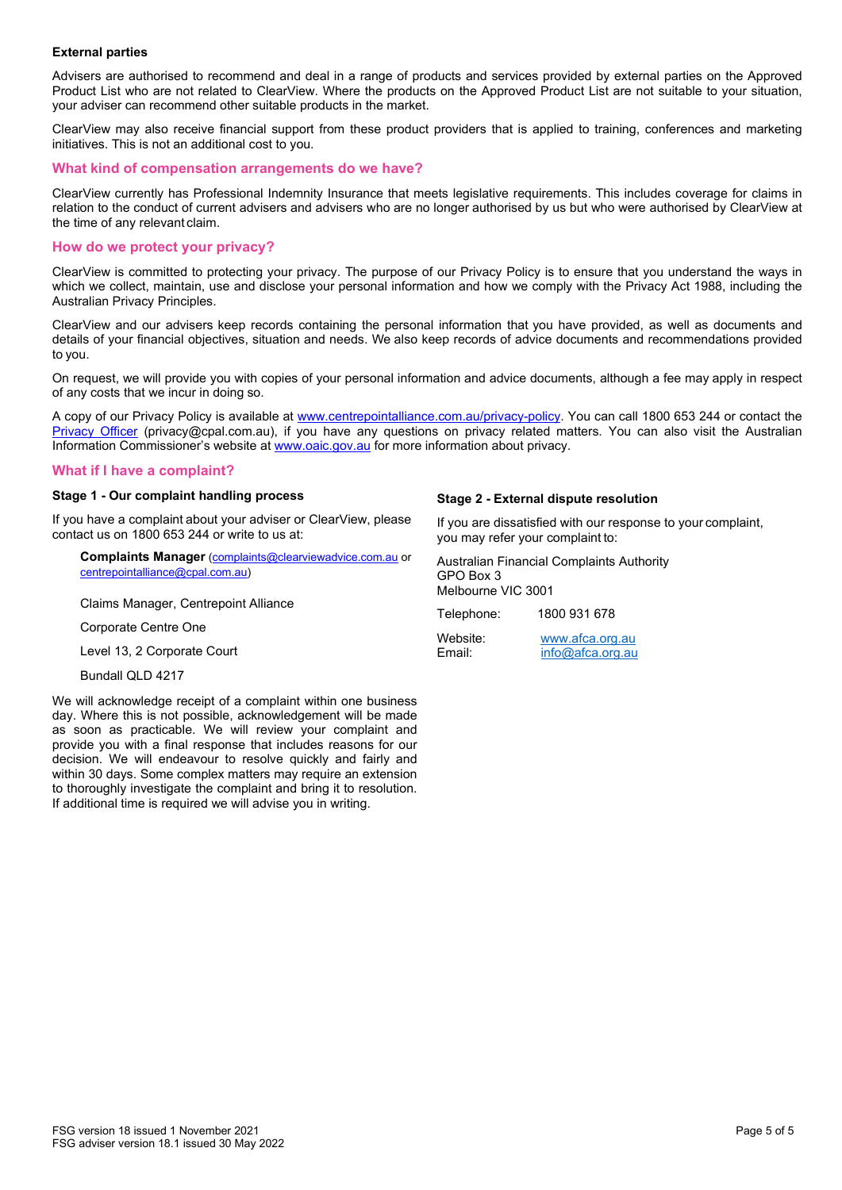**External parties**

Advisers are authorised to recommend and deal in a range of products and services provided by external parties on the Approved Product List who are not related to ClearView. Where the products on the Approved Product List are not suitable to your situation, your adviser can recommend other suitable products in the market.

ClearView may also receive financial support from these product providers that is applied to training, conferences and marketing initiatives. This is not an additional cost to you.

## What kind of compensation arrangements do we have?

ClearView currently has Professional Indemnity Insurance that meets legislative requirements. This includes coverage for claims in relation to the conduct of current advisers and advisers who are no longer authorised by us but who were authorised by ClearView at the time of any relevant claim.

## How do we protect your privacy?

ClearView is committed to protecting your privacy. The purpose of our Privacy Policy is to ensure that you understand the ways in which we collect, maintain, use and disclose your personal information and how we comply with the Privacy Act 1988, including the Australian Privacy Principles.

ClearView and our advisers keep records containing the personal information that you have provided, as well as documents and details of your financial objectives, situation and needs. We also keep records of advice documents and recommendations provided to you.

On request, we will provide you with copies of your personal information and advice documents, although a fee may apply in respect of any costs that we incur in doing so.

A copy of our Privacy Policy is available at www.centrepointalliance.com.au/privacy-policy. You can call 1800 653 244 or contact the Privacy Officer (privacy@cpal.com.au), if you have any questions on privacy related matters. You can also visit the Australian Information Commissioner's website at www.oaic.gov.au for more information about privacy.

## What if I have a complaint?

### Stage 1 - Our complaint handling process

If you have a complaint about your adviser or ClearView, please contact us on 1800 653 244 or write to us at:

**Complaints Manager** (complaints@clearviewadvice.com.au or centrepointalliance@cpal.com.au)

Claims Manager, Centrepoint Alliance

Corporate Centre One

Level 13, 2 Corporate Court

Bundall QLD 4217

We will acknowledge receipt of a complaint within one business day. Where this is not possible, acknowledgement will be made as soon as practicable. We will review your complaint and provide you with a final response that includes reasons for our decision. We will endeavour to resolve quickly and fairly and within 30 days. Some complex matters may require an extension to thoroughly investigate the complaint and bring it to resolution. If additional time is required we will advise you in writing.

### Stage 2 - External dispute resolution

If you are dissatisfied with our response to your complaint, you may refer your complaint to:

Australian Financial Complaints Authority
GPO Box 3
Melbourne VIC 3001

Telephone: 1800 931 678

Website: www.afca.org.au
Email: info@afca.org.au

FSG version 18 issued 1 November 2021
FSG adviser version 18.1 issued 30 May 2022